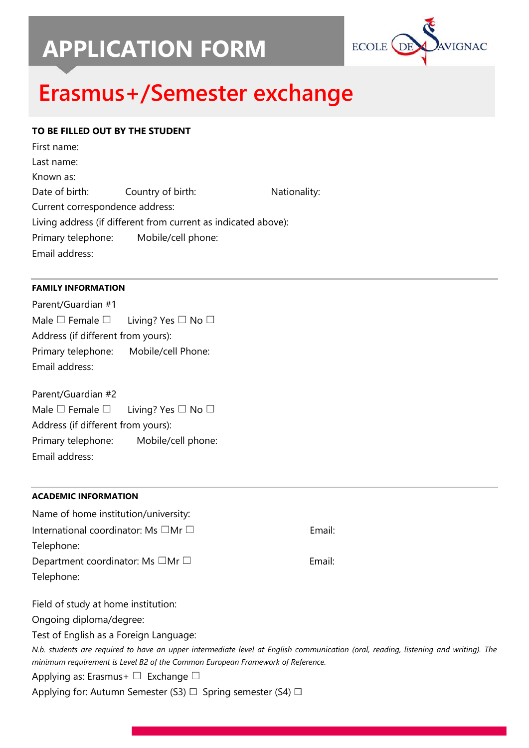# APPLICATION FORM

ECOLE DE SAVIGNAC

## Erasmus+/Semester exchange

**TO BE FILLED OUT BY THE STUDENT**

First name:

Last name:

Known as:

Date of birth: Country of birth: Nationality:

Current correspondence address:

Living address (if different from current as indicated above):

Primary telephone: Mobile/cell phone:

Email address:

---

**FAMILY INFORMATION**

Parent/Guardian #1

Male ☐ Female ☐ Living? Yes ☐ No ☐

Address (if different from yours):

Primary telephone: Mobile/cell Phone:

Email address:

Parent/Guardian #2

Male ☐ Female ☐ Living? Yes ☐ No ☐

Address (if different from yours):

Primary telephone: Mobile/cell phone:

Email address:

---

**ACADEMIC INFORMATION**

Name of home institution/university:

International coordinator: Ms ☐Mr ☐ Email:

Telephone:

Department coordinator: Ms ☐Mr ☐ Email:

Telephone:

Field of study at home institution:

Ongoing diploma/degree:

Test of English as a Foreign Language:

*N.b. students are required to have an upper-intermediate level at English communication (oral, reading, listening and writing). The minimum requirement is Level B2 of the Common European Framework of Reference.*

Applying as: Erasmus+ ☐ Exchange ☐

Applying for: Autumn Semester (S3) ☐ Spring semester (S4) ☐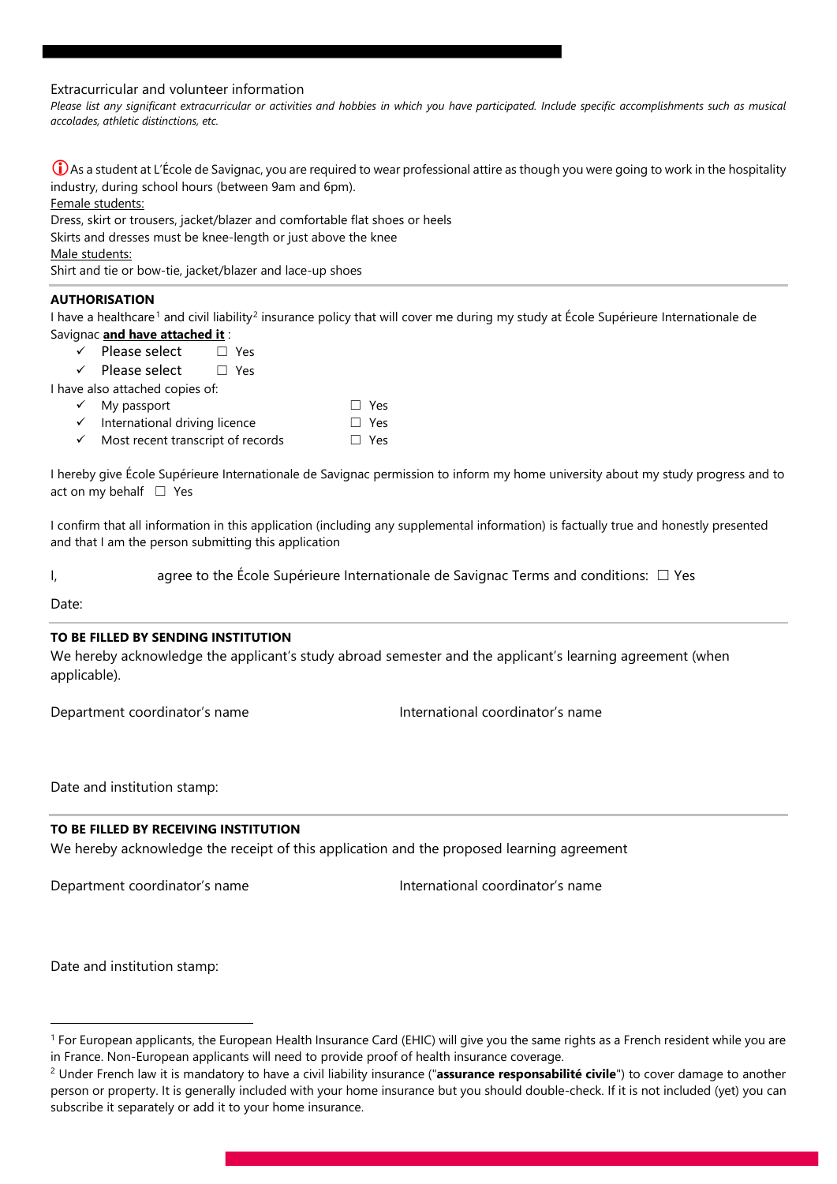Extracurricular and volunteer information

*Please list any significant extracurricular or activities and hobbies in which you have participated. Include specific accomplishments such as musical accolades, athletic distinctions, etc.*

ⓘ As a student at L'École de Savignac, you are required to wear professional attire as though you were going to work in the hospitality industry, during school hours (between 9am and 6pm).

Female students:

Dress, skirt or trousers, jacket/blazer and comfortable flat shoes or heels

Skirts and dresses must be knee-length or just above the knee

Male students:

Shirt and tie or bow-tie, jacket/blazer and lace-up shoes

**AUTHORISATION**

I have a healthcare[1] and civil liability[2] insurance policy that will cover me during my study at École Supérieure Internationale de Savignac **and have attached it** :

- ✓ Please select ☐ Yes
- ✓ Please select ☐ Yes

I have also attached copies of:

- ✓ My passport ☐ Yes
- ✓ International driving licence ☐ Yes
- ✓ Most recent transcript of records ☐ Yes

I hereby give École Supérieure Internationale de Savignac permission to inform my home university about my study progress and to act on my behalf ☐ Yes

I confirm that all information in this application (including any supplemental information) is factually true and honestly presented and that I am the person submitting this application

I, agree to the École Supérieure Internationale de Savignac Terms and conditions: ☐ Yes

Date:

**TO BE FILLED BY SENDING INSTITUTION**

We hereby acknowledge the applicant's study abroad semester and the applicant's learning agreement (when applicable).

Department coordinator's name

International coordinator's name

Date and institution stamp:

**TO BE FILLED BY RECEIVING INSTITUTION**

We hereby acknowledge the receipt of this application and the proposed learning agreement

Department coordinator's name

International coordinator's name

Date and institution stamp:

---

[1] For European applicants, the European Health Insurance Card (EHIC) will give you the same rights as a French resident while you are in France. Non-European applicants will need to provide proof of health insurance coverage.

[2] Under French law it is mandatory to have a civil liability insurance ("**assurance responsabilité civile**") to cover damage to another person or property. It is generally included with your home insurance but you should double-check. If it is not included (yet) you can subscribe it separately or add it to your home insurance.